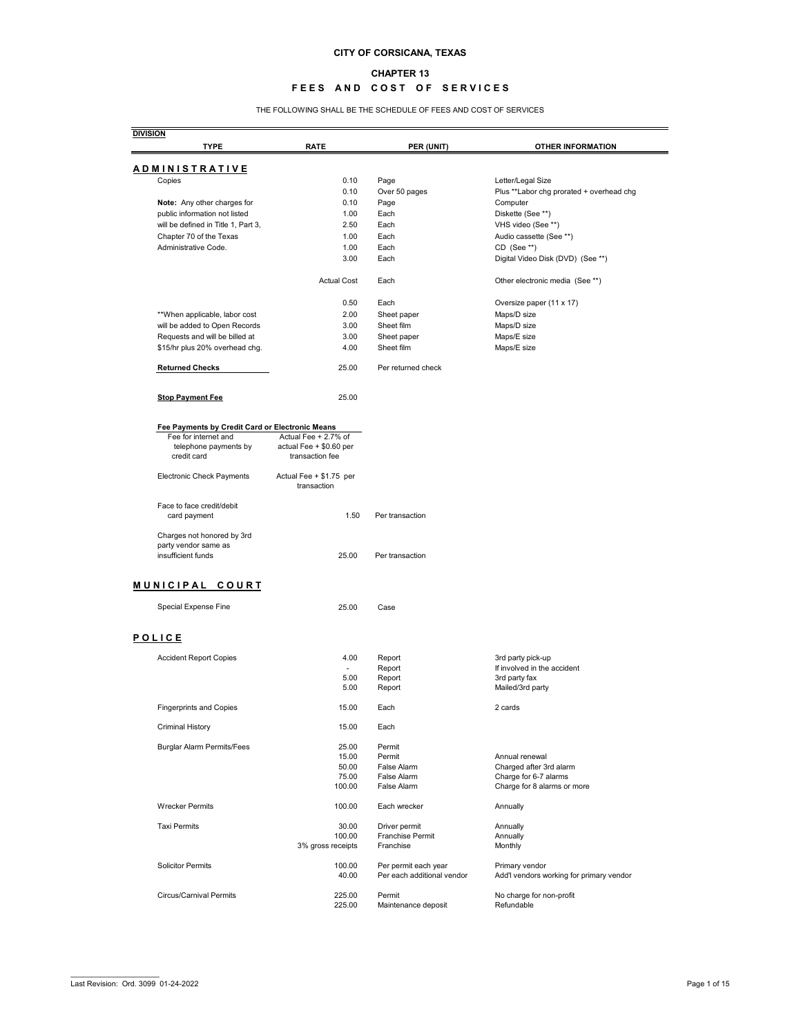# CITY OF CORSICANA, TEXAS

## CHAPTER 13

## FEES AND COST OF SERVICES

THE FOLLOWING SHALL BE THE SCHEDULE OF FEES AND COST OF SERVICES

| DIVISION / TYPE | RATE | PER (UNIT) | OTHER INFORMATION |
|---|---|---|---|
| **ADMINISTRATIVE** | | | |
| Copies | 0.10 | Page | Letter/Legal Size |
| | 0.10 | Over 50 pages | Plus **Labor chg prorated + overhead chg |
| **Note:** Any other charges for | 0.10 | Page | Computer |
| public information not listed | 1.00 | Each | Diskette (See **) |
| will be defined in Title 1, Part 3, | 2.50 | Each | VHS video (See **) |
| Chapter 70 of the Texas | 1.00 | Each | Audio cassette (See **) |
| Administrative Code. | 1.00 | Each | CD (See **) |
| | 3.00 | Each | Digital Video Disk (DVD) (See **) |
| | Actual Cost | Each | Other electronic media (See **) |
| | 0.50 | Each | Oversize paper (11 x 17) |
| **When applicable, labor cost | 2.00 | Sheet paper | Maps/D size |
| will be added to Open Records | 3.00 | Sheet film | Maps/D size |
| Requests and will be billed at | 3.00 | Sheet paper | Maps/E size |
| $15/hr plus 20% overhead chg. | 4.00 | Sheet film | Maps/E size |
| **Returned Checks** | 25.00 | Per returned check | |
| **Stop Payment Fee** | 25.00 | | |
| **Fee Payments by Credit Card or Electronic Means** | | | |
| Fee for internet and telephone payments by credit card | Actual Fee + 2.7% of actual Fee + $0.60 per transaction fee | | |
| Electronic Check Payments | Actual Fee + $1.75 per transaction | | |
| Face to face credit/debit card payment | 1.50 | Per transaction | |
| Charges not honored by 3rd party vendor same as insufficient funds | 25.00 | Per transaction | |
| **MUNICIPAL COURT** | | | |
| Special Expense Fine | 25.00 | Case | |
| **POLICE** | | | |
| Accident Report Copies | 4.00 | Report | 3rd party pick-up |
| | - | Report | If involved in the accident |
| | 5.00 | Report | 3rd party fax |
| | 5.00 | Report | Mailed/3rd party |
| Fingerprints and Copies | 15.00 | Each | 2 cards |
| Criminal History | 15.00 | Each | |
| Burglar Alarm Permits/Fees | 25.00 | Permit | |
| | 15.00 | Permit | Annual renewal |
| | 50.00 | False Alarm | Charged after 3rd alarm |
| | 75.00 | False Alarm | Charge for 6-7 alarms |
| | 100.00 | False Alarm | Charge for 8 alarms or more |
| Wrecker Permits | 100.00 | Each wrecker | Annually |
| Taxi Permits | 30.00 | Driver permit | Annually |
| | 100.00 | Franchise Permit | Annually |
| | 3% gross receipts | Franchise | Monthly |
| Solicitor Permits | 100.00 | Per permit each year | Primary vendor |
| | 40.00 | Per each additional vendor | Add'l vendors working for primary vendor |
| Circus/Carnival Permits | 225.00 | Permit | No charge for non-profit |
| | 225.00 | Maintenance deposit | Refundable |

Last Revision: Ord. 3099 01-24-2022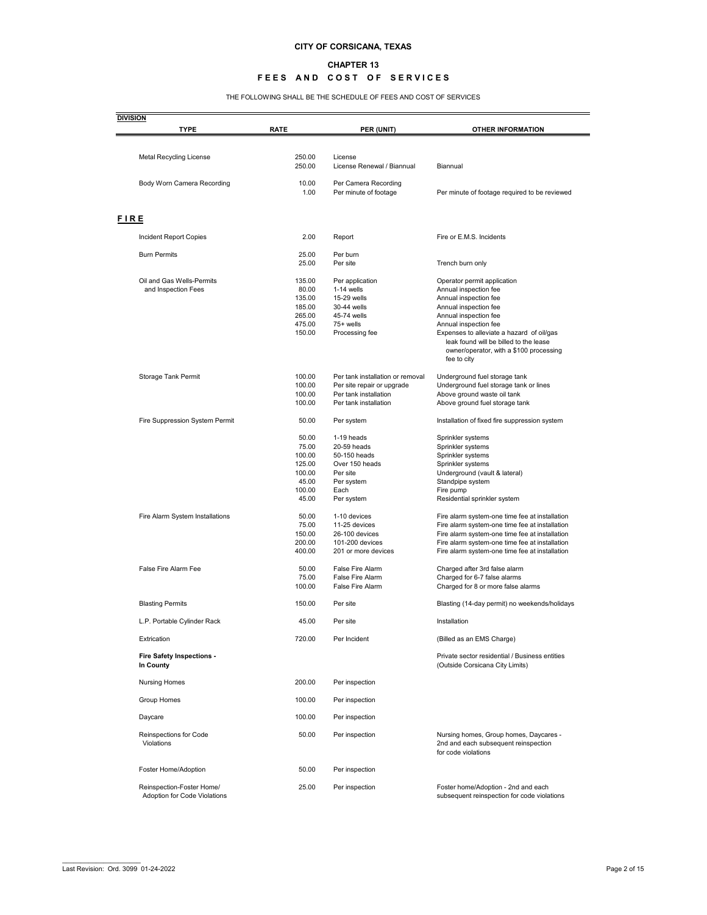# CITY OF CORSICANA, TEXAS

## CHAPTER 13

## FEES AND COST OF SERVICES

THE FOLLOWING SHALL BE THE SCHEDULE OF FEES AND COST OF SERVICES

| DIVISION<br>TYPE | RATE | PER (UNIT) | OTHER INFORMATION |
|---|---|---|---|
| Metal Recycling License | 250.00 | License | |
| | 250.00 | License Renewal / Biannual | Biannual |
| Body Worn Camera Recording | 10.00 | Per Camera Recording | |
| | 1.00 | Per minute of footage | Per minute of footage required to be reviewed |
| **FIRE** | | | |
| Incident Report Copies | 2.00 | Report | Fire or E.M.S. Incidents |
| Burn Permits | 25.00 | Per burn | |
| | 25.00 | Per site | Trench burn only |
| Oil and Gas Wells-Permits and Inspection Fees | 135.00 | Per application | Operator permit application |
| | 80.00 | 1-14 wells | Annual inspection fee |
| | 135.00 | 15-29 wells | Annual inspection fee |
| | 185.00 | 30-44 wells | Annual inspection fee |
| | 265.00 | 45-74 wells | Annual inspection fee |
| | 475.00 | 75+ wells | Annual inspection fee |
| | 150.00 | Processing fee | Expenses to alleviate a hazard of oil/gas leak found will be billed to the lease owner/operator, with a $100 processing fee to city |
| Storage Tank Permit | 100.00 | Per tank installation or removal | Underground fuel storage tank |
| | 100.00 | Per site repair or upgrade | Underground fuel storage tank or lines |
| | 100.00 | Per tank installation | Above ground waste oil tank |
| | 100.00 | Per tank installation | Above ground fuel storage tank |
| Fire Suppression System Permit | 50.00 | Per system | Installation of fixed fire suppression system |
| | 50.00 | 1-19 heads | Sprinkler systems |
| | 75.00 | 20-59 heads | Sprinkler systems |
| | 100.00 | 50-150 heads | Sprinkler systems |
| | 125.00 | Over 150 heads | Sprinkler systems |
| | 100.00 | Per site | Underground (vault & lateral) |
| | 45.00 | Per system | Standpipe system |
| | 100.00 | Each | Fire pump |
| | 45.00 | Per system | Residential sprinkler system |
| Fire Alarm System Installations | 50.00 | 1-10 devices | Fire alarm system-one time fee at installation |
| | 75.00 | 11-25 devices | Fire alarm system-one time fee at installation |
| | 150.00 | 26-100 devices | Fire alarm system-one time fee at installation |
| | 200.00 | 101-200 devices | Fire alarm system-one time fee at installation |
| | 400.00 | 201 or more devices | Fire alarm system-one time fee at installation |
| False Fire Alarm Fee | 50.00 | False Fire Alarm | Charged after 3rd false alarm |
| | 75.00 | False Fire Alarm | Charged for 6-7 false alarms |
| | 100.00 | False Fire Alarm | Charged for 8 or more false alarms |
| Blasting Permits | 150.00 | Per site | Blasting (14-day permit) no weekends/holidays |
| L.P. Portable Cylinder Rack | 45.00 | Per site | Installation |
| Extrication | 720.00 | Per Incident | (Billed as an EMS Charge) |
| **Fire Safety Inspections - In County** | | | Private sector residential / Business entities (Outside Corsicana City Limits) |
| Nursing Homes | 200.00 | Per inspection | |
| Group Homes | 100.00 | Per inspection | |
| Daycare | 100.00 | Per inspection | |
| Reinspections for Code Violations | 50.00 | Per inspection | Nursing homes, Group homes, Daycares - 2nd and each subsequent reinspection for code violations |
| Foster Home/Adoption | 50.00 | Per inspection | |
| Reinspection-Foster Home/ Adoption for Code Violations | 25.00 | Per inspection | Foster home/Adoption - 2nd and each subsequent reinspection for code violations |

Last Revision: Ord. 3099 01-24-2022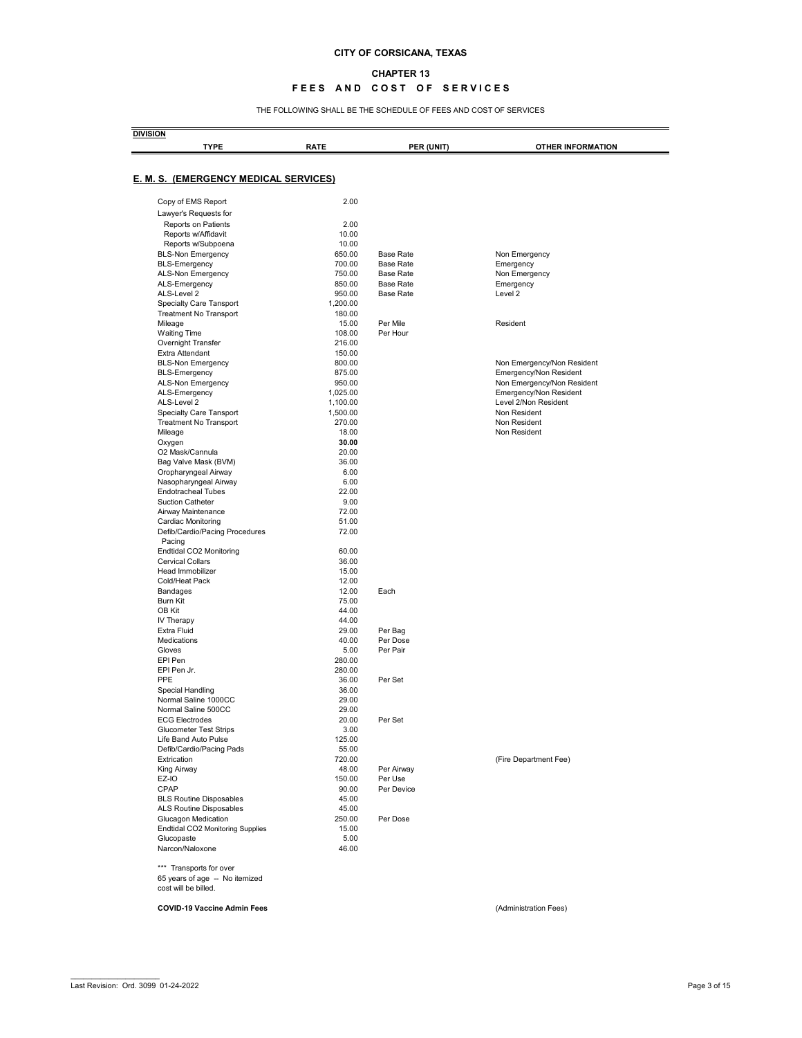**CITY OF CORSICANA, TEXAS**

**CHAPTER 13**

**FEES AND COST OF SERVICES**

THE FOLLOWING SHALL BE THE SCHEDULE OF FEES AND COST OF SERVICES

**DIVISION**

| TYPE | RATE | PER (UNIT) | OTHER INFORMATION |
|---|---|---|---|

## E. M. S. (EMERGENCY MEDICAL SERVICES)

| TYPE | RATE | PER (UNIT) | OTHER INFORMATION |
|---|---|---|---|
| Copy of EMS Report | 2.00 | | |
| Lawyer's Requests for | | | |
| Reports on Patients | 2.00 | | |
| Reports w/Affidavit | 10.00 | | |
| Reports w/Subpoena | 10.00 | | |
| BLS-Non Emergency | 650.00 | Base Rate | Non Emergency |
| BLS-Emergency | 700.00 | Base Rate | Emergency |
| ALS-Non Emergency | 750.00 | Base Rate | Non Emergency |
| ALS-Emergency | 850.00 | Base Rate | Emergency |
| ALS-Level 2 | 950.00 | Base Rate | Level 2 |
| Specialty Care Tansport | 1,200.00 | | |
| Treatment No Transport | 180.00 | | |
| Mileage | 15.00 | Per Mile | Resident |
| Waiting Time | 108.00 | Per Hour | |
| Overnight Transfer | 216.00 | | |
| Extra Attendant | 150.00 | | |
| BLS-Non Emergency | 800.00 | | Non Emergency/Non Resident |
| BLS-Emergency | 875.00 | | Emergency/Non Resident |
| ALS-Non Emergency | 950.00 | | Non Emergency/Non Resident |
| ALS-Emergency | 1,025.00 | | Emergency/Non Resident |
| ALS-Level 2 | 1,100.00 | | Level 2/Non Resident |
| Specialty Care Transport | 1,500.00 | | Non Resident |
| Treatment No Transport | 270.00 | | Non Resident |
| Mileage | 18.00 | | Non Resident |
| Oxygen | **30.00** | | |
| O2 Mask/Cannula | 20.00 | | |
| Bag Valve Mask (BVM) | 36.00 | | |
| Oropharyngeal Airway | 6.00 | | |
| Nasopharyngeal Airway | 6.00 | | |
| Endotracheal Tubes | 22.00 | | |
| Suction Catheter | 9.00 | | |
| Airway Maintenance | 72.00 | | |
| Cardiac Monitoring | 51.00 | | |
| Defib/Cardio/Pacing Procedures Pacing | 72.00 | | |
| Endtidal CO2 Monitoring | 60.00 | | |
| Cervical Collars | 36.00 | | |
| Head Immobilizer | 15.00 | | |
| Cold/Heat Pack | 12.00 | | |
| Bandages | 12.00 | Each | |
| Burn Kit | 75.00 | | |
| OB Kit | 44.00 | | |
| IV Therapy | 44.00 | | |
| Extra Fluid | 29.00 | Per Bag | |
| Medications | 40.00 | Per Dose | |
| Gloves | 5.00 | Per Pair | |
| EPI Pen | 280.00 | | |
| EPI Pen Jr. | 280.00 | | |
| PPE | 36.00 | Per Set | |
| Special Handling | 36.00 | | |
| Normal Saline 1000CC | 29.00 | | |
| Normal Saline 500CC | 29.00 | | |
| ECG Electrodes | 20.00 | Per Set | |
| Glucometer Test Strips | 3.00 | | |
| Life Band Auto Pulse | 125.00 | | |
| Defib/Cardio/Pacing Pads | 55.00 | | |
| Extrication | 720.00 | | (Fire Department Fee) |
| King Airway | 48.00 | Per Airway | |
| EZ-IO | 150.00 | Per Use | |
| CPAP | 90.00 | Per Device | |
| BLS Routine Disposables | 45.00 | | |
| ALS Routine Disposables | 45.00 | | |
| Glucagon Medication | 250.00 | Per Dose | |
| Endtidal CO2 Monitoring Supplies | 15.00 | | |
| Glucopaste | 5.00 | | |
| Narcon/Naloxone | 46.00 | | |

*** Transports for over 65 years of age -- No itemized cost will be billed.

| TYPE | RATE | PER (UNIT) | OTHER INFORMATION |
|---|---|---|---|
| **COVID-19 Vaccine Admin Fees** | | | (Administration Fees) |

Last Revision: Ord. 3099 01-24-2022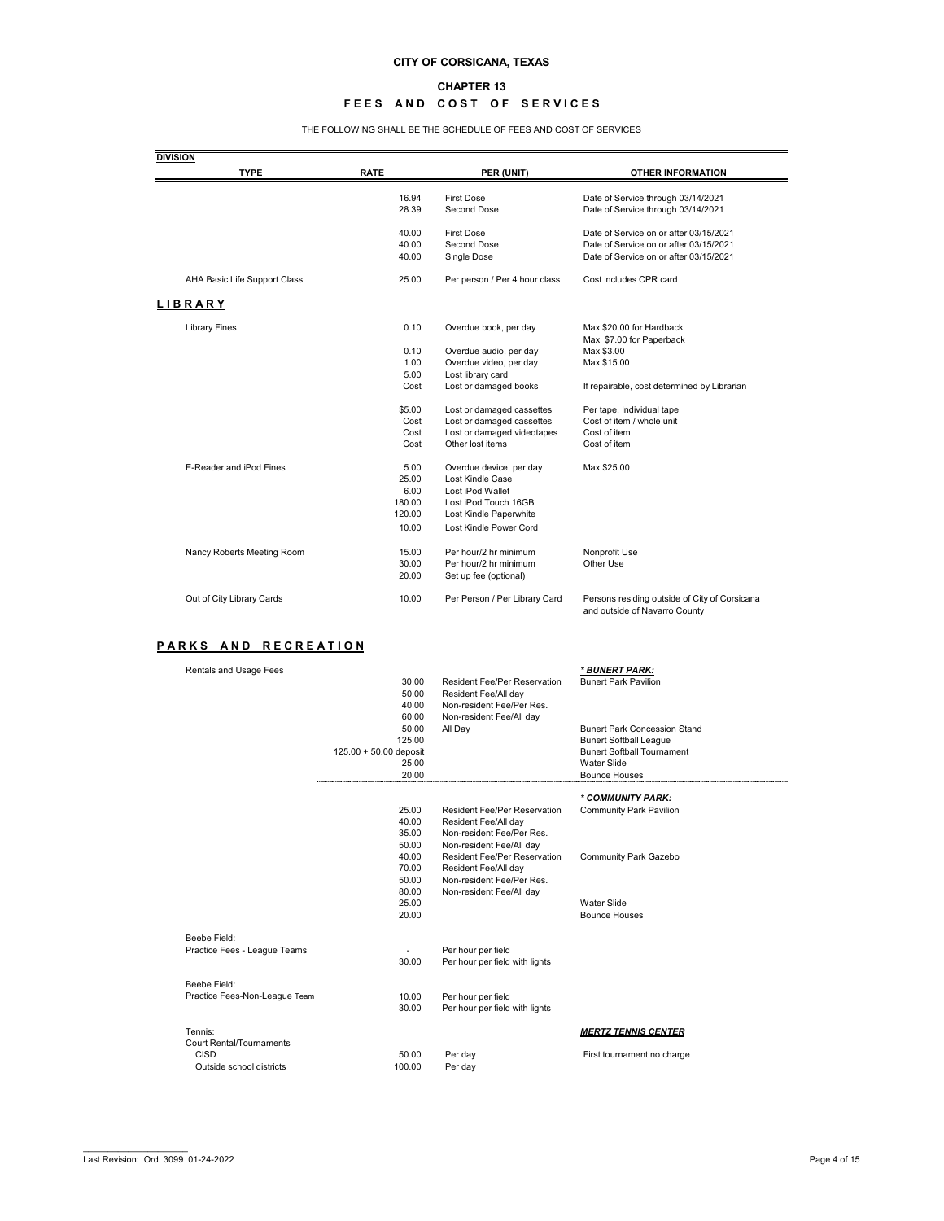**CITY OF CORSICANA, TEXAS**

**CHAPTER 13**

**FEES AND COST OF SERVICES**

THE FOLLOWING SHALL BE THE SCHEDULE OF FEES AND COST OF SERVICES

| DIVISION<br>TYPE | RATE | PER (UNIT) | OTHER INFORMATION |
|---|---|---|---|
| | 16.94 | First Dose | Date of Service through 03/14/2021 |
| | 28.39 | Second Dose | Date of Service through 03/14/2021 |
| | 40.00 | First Dose | Date of Service on or after 03/15/2021 |
| | 40.00 | Second Dose | Date of Service on or after 03/15/2021 |
| | 40.00 | Single Dose | Date of Service on or after 03/15/2021 |
| AHA Basic Life Support Class | 25.00 | Per person / Per 4 hour class | Cost includes CPR card |
| **LIBRARY** | | | |
| Library Fines | 0.10 | Overdue book, per day | Max $20.00 for Hardback<br>Max $7.00 for Paperback |
| | 0.10 | Overdue audio, per day | Max $3.00 |
| | 1.00 | Overdue video, per day | Max $15.00 |
| | 5.00 | Lost library card | |
| | Cost | Lost or damaged books | If repairable, cost determined by Librarian |
| | $5.00 | Lost or damaged cassettes | Per tape, Individual tape |
| | Cost | Lost or damaged cassettes | Cost of item / whole unit |
| | Cost | Lost or damaged videotapes | Cost of item |
| | Cost | Other lost items | Cost of item |
| E-Reader and iPod Fines | 5.00 | Overdue device, per day | Max $25.00 |
| | 25.00 | Lost Kindle Case | |
| | 6.00 | Lost iPod Wallet | |
| | 180.00 | Lost iPod Touch 16GB | |
| | 120.00 | Lost Kindle Paperwhite | |
| | 10.00 | Lost Kindle Power Cord | |
| Nancy Roberts Meeting Room | 15.00 | Per hour/2 hr minimum | Nonprofit Use |
| | 30.00 | Per hour/2 hr minimum | Other Use |
| | 20.00 | Set up fee (optional) | |
| Out of City Library Cards | 10.00 | Per Person / Per Library Card | Persons residing outside of City of Corsicana and outside of Navarro County |
| **PARKS AND RECREATION** | | | |
| Rentals and Usage Fees | | | ***\* BUNERT PARK:*** |
| | 30.00 | Resident Fee/Per Reservation | Bunert Park Pavilion |
| | 50.00 | Resident Fee/All day | |
| | 40.00 | Non-resident Fee/Per Res. | |
| | 60.00 | Non-resident Fee/All day | |
| | 50.00 | All Day | Bunert Park Concession Stand |
| | 125.00 | | Bunert Softball League |
| | 125.00 + 50.00 deposit | | Bunert Softball Tournament |
| | 25.00 | | Water Slide |
| | 20.00 | | Bounce Houses |
| | | | ***\* COMMUNITY PARK:*** |
| | 25.00 | Resident Fee/Per Reservation | Community Park Pavilion |
| | 40.00 | Resident Fee/All day | |
| | 35.00 | Non-resident Fee/Per Res. | |
| | 50.00 | Non-resident Fee/All day | |
| | 40.00 | Resident Fee/Per Reservation | Community Park Gazebo |
| | 70.00 | Resident Fee/All day | |
| | 50.00 | Non-resident Fee/Per Res. | |
| | 80.00 | Non-resident Fee/All day | |
| | 25.00 | | Water Slide |
| | 20.00 | | Bounce Houses |
| Beebe Field:<br>Practice Fees - League Teams | - | Per hour per field | |
| | 30.00 | Per hour per field with lights | |
| Beebe Field:<br>Practice Fees-Non-League Team | 10.00 | Per hour per field | |
| | 30.00 | Per hour per field with lights | |
| Tennis:<br>Court Rental/Tournaments | | | ***MERTZ TENNIS CENTER*** |
| CISD | 50.00 | Per day | First tournament no charge |
| Outside school districts | 100.00 | Per day | |

Last Revision: Ord. 3099 01-24-2022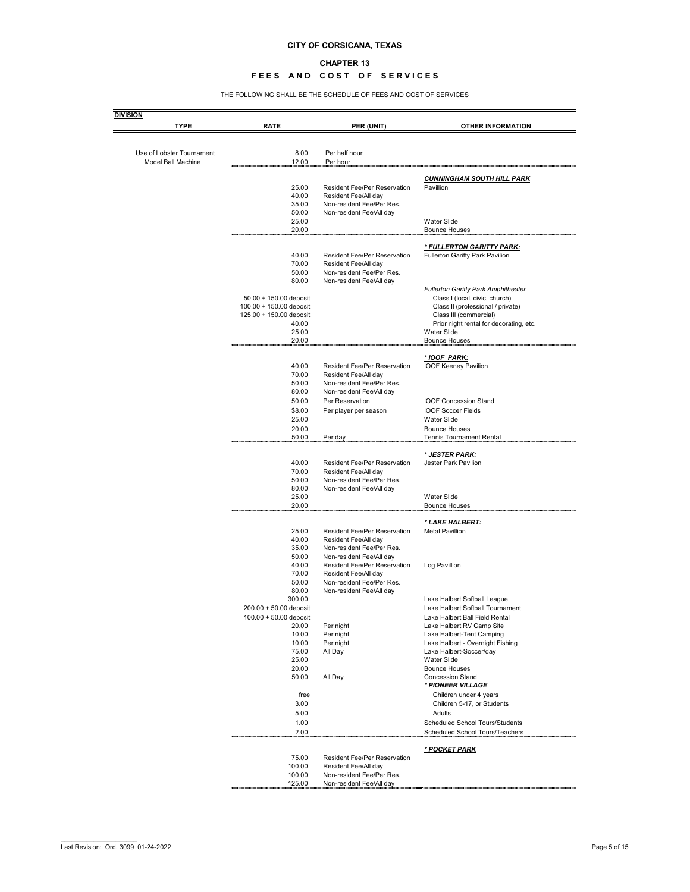**CITY OF CORSICANA, TEXAS**

**CHAPTER 13**

**FEES AND COST OF SERVICES**

THE FOLLOWING SHALL BE THE SCHEDULE OF FEES AND COST OF SERVICES

| DIVISION TYPE | RATE | PER (UNIT) | OTHER INFORMATION |
|---|---|---|---|
| Use of Lobster Tournament | 8.00 | Per half hour | |
| Model Ball Machine | 12.00 | Per hour | |
| | | | ***CUNNINGHAM SOUTH HILL PARK*** |
| | 25.00 | Resident Fee/Per Reservation | Pavillion |
| | 40.00 | Resident Fee/All day | |
| | 35.00 | Non-resident Fee/Per Res. | |
| | 50.00 | Non-resident Fee/All day | |
| | 25.00 | | Water Slide |
| | 20.00 | | Bounce Houses |
| | | | ***\* FULLERTON GARITTY PARK:*** |
| | 40.00 | Resident Fee/Per Reservation | Fullerton Garitty Park Pavilion |
| | 70.00 | Resident Fee/All day | |
| | 50.00 | Non-resident Fee/Per Res. | |
| | 80.00 | Non-resident Fee/All day | |
| | | | *Fullerton Garitty Park Amphitheater* |
| | 50.00 + 150.00 deposit | | Class I (local, civic, church) |
| | 100.00 + 150.00 deposit | | Class II (professional / private) |
| | 125.00 + 150.00 deposit | | Class III (commercial) |
| | 40.00 | | Prior night rental for decorating, etc. |
| | 25.00 | | Water Slide |
| | 20.00 | | Bounce Houses |
| | | | ***\* IOOF PARK:*** |
| | 40.00 | Resident Fee/Per Reservation | IOOF Keeney Pavilion |
| | 70.00 | Resident Fee/All day | |
| | 50.00 | Non-resident Fee/Per Res. | |
| | 80.00 | Non-resident Fee/All day | |
| | 50.00 | Per Reservation | IOOF Concession Stand |
| | $8.00 | Per player per season | IOOF Soccer Fields |
| | 25.00 | | Water Slide |
| | 20.00 | | Bounce Houses |
| | 50.00 | Per day | Tennis Tournament Rental |
| | | | ***\* JESTER PARK:*** |
| | 40.00 | Resident Fee/Per Reservation | Jester Park Pavilion |
| | 70.00 | Resident Fee/All day | |
| | 50.00 | Non-resident Fee/Per Res. | |
| | 80.00 | Non-resident Fee/All day | |
| | 25.00 | | Water Slide |
| | 20.00 | | Bounce Houses |
| | | | ***\* LAKE HALBERT:*** |
| | 25.00 | Resident Fee/Per Reservation | Metal Pavillion |
| | 40.00 | Resident Fee/All day | |
| | 35.00 | Non-resident Fee/Per Res. | |
| | 50.00 | Non-resident Fee/All day | |
| | 40.00 | Resident Fee/Per Reservation | Log Pavillion |
| | 70.00 | Resident Fee/All day | |
| | 50.00 | Non-resident Fee/Per Res. | |
| | 80.00 | Non-resident Fee/All day | |
| | 300.00 | | Lake Halbert Softball League |
| | 200.00 + 50.00 deposit | | Lake Halbert Softball Tournament |
| | 100.00 + 50.00 deposit | | Lake Halbert Ball Field Rental |
| | 20.00 | Per night | Lake Halbert RV Camp Site |
| | 10.00 | Per night | Lake Halbert-Tent Camping |
| | 10.00 | Per night | Lake Halbert - Overnight Fishing |
| | 75.00 | All Day | Lake Halbert-Soccer/day |
| | 25.00 | | Water Slide |
| | 20.00 | | Bounce Houses |
| | 50.00 | All Day | Concession Stand |
| | | | ***\* PIONEER VILLAGE*** |
| | free | | Children under 4 years |
| | 3.00 | | Children 5-17, or Students |
| | 5.00 | | Adults |
| | 1.00 | | Scheduled School Tours/Students |
| | 2.00 | | Scheduled School Tours/Teachers |
| | | | ***\* POCKET PARK*** |
| | 75.00 | Resident Fee/Per Reservation | |
| | 100.00 | Resident Fee/All day | |
| | 100.00 | Non-resident Fee/Per Res. | |
| | 125.00 | Non-resident Fee/All day | |

Last Revision: Ord. 3099 01-24-2022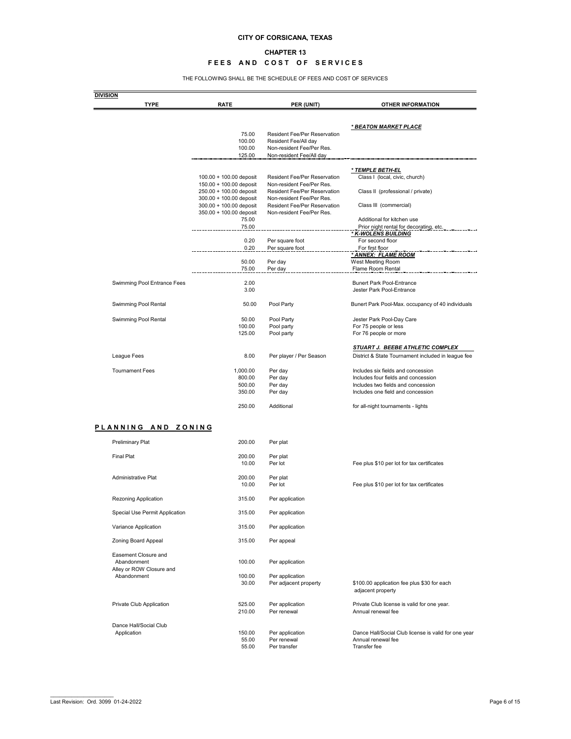**CITY OF CORSICANA, TEXAS**

**CHAPTER 13**

**FEES AND COST OF SERVICES**

THE FOLLOWING SHALL BE THE SCHEDULE OF FEES AND COST OF SERVICES

| DIVISION / TYPE | RATE | PER (UNIT) | OTHER INFORMATION |
|---|---|---|---|
| | | | ***\* BEATON MARKET PLACE*** |
| | 75.00 | Resident Fee/Per Reservation | |
| | 100.00 | Resident Fee/All day | |
| | 100.00 | Non-resident Fee/Per Res. | |
| | 125.00 | Non-resident Fee/All day | |
| | | | ***\* TEMPLE BETH-EL*** |
| | 100.00 + 100.00 deposit | Resident Fee/Per Reservation | Class I (local, civic, church) |
| | 150.00 + 100.00 deposit | Non-resident Fee/Per Res. | |
| | 250.00 + 100.00 deposit | Resident Fee/Per Reservation | Class II (professional / private) |
| | 300.00 + 100.00 deposit | Non-resident Fee/Per Res. | |
| | 300.00 + 100.00 deposit | Resident Fee/Per Reservation | Class III (commercial) |
| | 350.00 + 100.00 deposit | Non-resident Fee/Per Res. | |
| | 75.00 | | Additional for kitchen use |
| | 75.00 | | Prior night rental for decorating, etc. |
| | | | ***\* K-WOLENS BUILDING*** |
| | 0.20 | Per square foot | For second floor |
| | 0.20 | Per square foot | For first floor |
| | | | ***\* ANNEX: FLAME ROOM*** |
| | 50.00 | Per day | West Meeting Room |
| | 75.00 | Per day | Flame Room Rental |
| Swimming Pool Entrance Fees | 2.00 | | Bunert Park Pool-Entrance |
| | 3.00 | | Jester Park Pool-Entrance |
| Swimming Pool Rental | 50.00 | Pool Party | Bunert Park Pool-Max. occupancy of 40 individuals |
| Swimming Pool Rental | 50.00 | Pool Party | Jester Park Pool-Day Care |
| | 100.00 | Pool party | For 75 people or less |
| | 125.00 | Pool party | For 76 people or more |
| | | | ***STUART J. BEEBE ATHLETIC COMPLEX*** |
| League Fees | 8.00 | Per player / Per Season | District & State Tournament included in league fee |
| Tournament Fees | 1,000.00 | Per day | Includes six fields and concession |
| | 800.00 | Per day | Includes four fields and concession |
| | 500.00 | Per day | Includes two fields and concession |
| | 350.00 | Per day | Includes one field and concession |
| | 250.00 | Additional | for all-night tournaments - lights |

## PLANNING AND ZONING

| TYPE | RATE | PER (UNIT) | OTHER INFORMATION |
|---|---|---|---|
| Preliminary Plat | 200.00 | Per plat | |
| Final Plat | 200.00 | Per plat | |
| | 10.00 | Per lot | Fee plus $10 per lot for tax certificates |
| Administrative Plat | 200.00 | Per plat | |
| | 10.00 | Per lot | Fee plus $10 per lot for tax certificates |
| Rezoning Application | 315.00 | Per application | |
| Special Use Permit Application | 315.00 | Per application | |
| Variance Application | 315.00 | Per application | |
| Zoning Board Appeal | 315.00 | Per appeal | |
| Easement Closure and Abandonment | 100.00 | Per application | |
| Alley or ROW Closure and Abandonment | 100.00 | Per application | |
| | 30.00 | Per adjacent property | $100.00 application fee plus $30 for each adjacent property |
| Private Club Application | 525.00 | Per application | Private Club license is valid for one year. |
| | 210.00 | Per renewal | Annual renewal fee |
| Dance Hall/Social Club Application | 150.00 | Per application | Dance Hall/Social Club license is valid for one year |
| | 55.00 | Per renewal | Annual renewal fee |
| | 55.00 | Per transfer | Transfer fee |

Last Revision: Ord. 3099 01-24-2022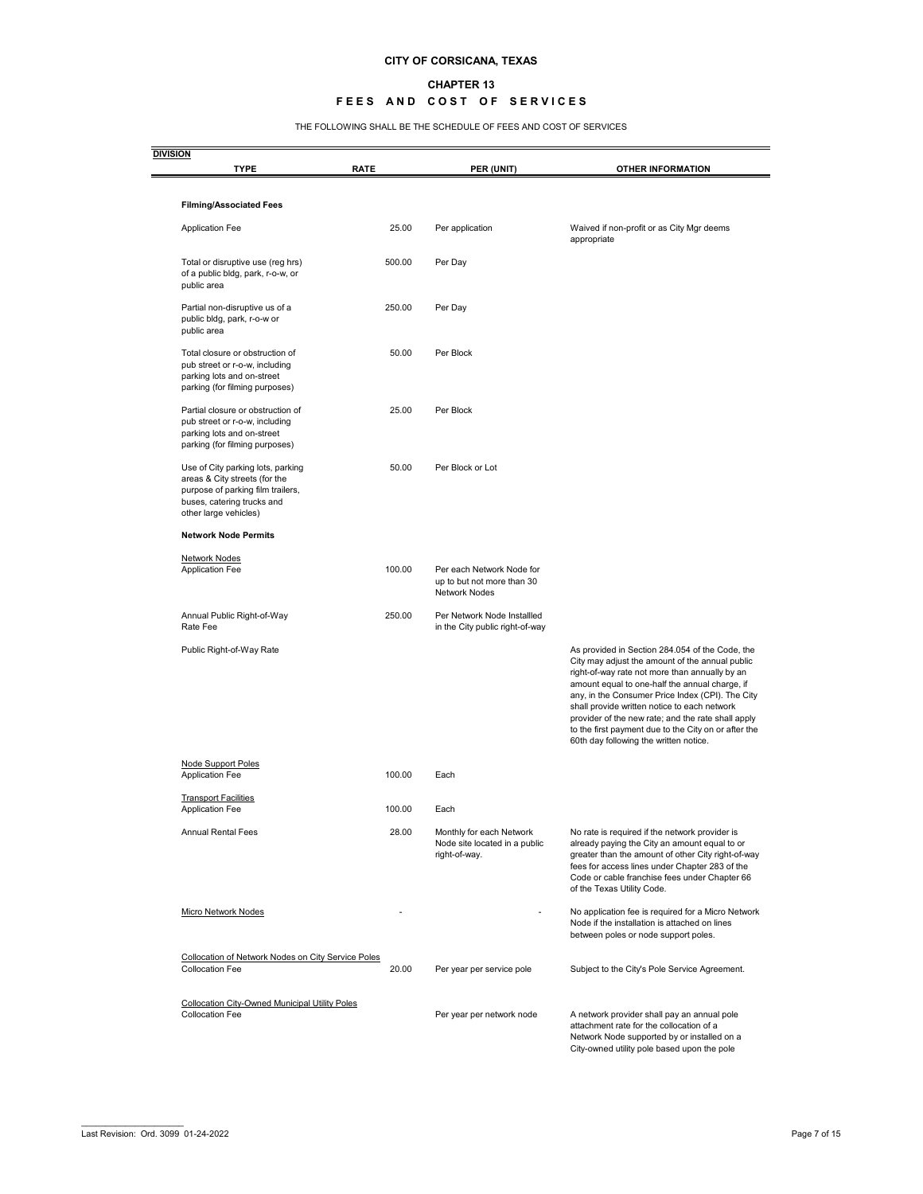**CITY OF CORSICANA, TEXAS**

**CHAPTER 13**

**FEES AND COST OF SERVICES**

THE FOLLOWING SHALL BE THE SCHEDULE OF FEES AND COST OF SERVICES

**DIVISION**

| TYPE | RATE | PER (UNIT) | OTHER INFORMATION |
|---|---|---|---|
| **Filming/Associated Fees** | | | |
| Application Fee | 25.00 | Per application | Waived if non-profit or as City Mgr deems appropriate |
| Total or disruptive use (reg hrs) of a public bldg, park, r-o-w, or public area | 500.00 | Per Day | |
| Partial non-disruptive us of a public bldg, park, r-o-w or public area | 250.00 | Per Day | |
| Total closure or obstruction of pub street or r-o-w, including parking lots and on-street parking (for filming purposes) | 50.00 | Per Block | |
| Partial closure or obstruction of pub street or r-o-w, including parking lots and on-street parking (for filming purposes) | 25.00 | Per Block | |
| Use of City parking lots, parking areas & City streets (for the purpose of parking film trailers, buses, catering trucks and other large vehicles) | 50.00 | Per Block or Lot | |
| **Network Node Permits** | | | |
| Network Nodes | | | |
| Application Fee | 100.00 | Per each Network Node for up to but not more than 30 Network Nodes | |
| Annual Public Right-of-Way Rate Fee | 250.00 | Per Network Node Installled in the City public right-of-way | |
| Public Right-of-Way Rate | | | As provided in Section 284.054 of the Code, the City may adjust the amount of the annual public right-of-way rate not more than annually by an amount equal to one-half the annual charge, if any, in the Consumer Price Index (CPI). The City shall provide written notice to each network provider of the new rate; and the rate shall apply to the first payment due to the City on or after the 60th day following the written notice. |
| Node Support Poles | | | |
| Application Fee | 100.00 | Each | |
| Transport Facilities | | | |
| Application Fee | 100.00 | Each | |
| Annual Rental Fees | 28.00 | Monthly for each Network Node site located in a public right-of-way. | No rate is required if the network provider is already paying the City an amount equal to or greater than the amount of other City right-of-way fees for access lines under Chapter 283 of the Code or cable franchise fees under Chapter 66 of the Texas Utility Code. |
| Micro Network Nodes | - | - | No application fee is required for a Micro Network Node if the installation is attached on lines between poles or node support poles. |
| Collocation of Network Nodes on City Service Poles | | | |
| Collocation Fee | 20.00 | Per year per service pole | Subject to the City's Pole Service Agreement. |
| Collocation City-Owned Municipal Utility Poles | | | |
| Collocation Fee | | Per year per network node | A network provider shall pay an annual pole attachment rate for the collocation of a Network Node supported by or installed on a City-owned utility pole based upon the pole |

Last Revision: Ord. 3099 01-24-2022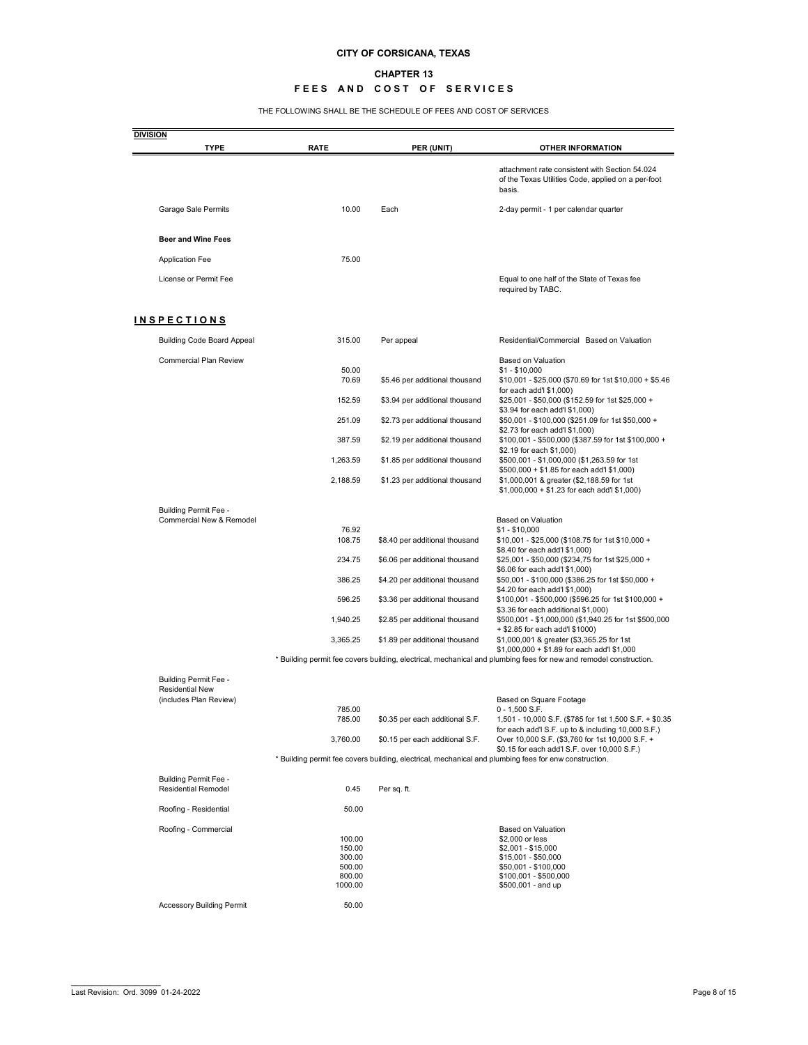**CITY OF CORSICANA, TEXAS**

**CHAPTER 13**

**FEES AND COST OF SERVICES**

THE FOLLOWING SHALL BE THE SCHEDULE OF FEES AND COST OF SERVICES

| DIVISION TYPE | RATE | PER (UNIT) | OTHER INFORMATION |
|---|---|---|---|
| | | | attachment rate consistent with Section 54.024 of the Texas Utilities Code, applied on a per-foot basis. |
| Garage Sale Permits | 10.00 | Each | 2-day permit - 1 per calendar quarter |
| **Beer and Wine Fees** | | | |
| Application Fee | 75.00 | | |
| License or Permit Fee | | | Equal to one half of the State of Texas fee required by TABC. |
| **INSPECTIONS** | | | |
| Building Code Board Appeal | 315.00 | Per appeal | Residential/Commercial Based on Valuation |
| Commercial Plan Review | | | Based on Valuation |
| | 50.00 | | $1 - $10,000 |
| | 70.69 | $5.46 per additional thousand | $10,001 - $25,000 ($70.69 for 1st $10,000 + $5.46 for each add'l $1,000) |
| | 152.59 | $3.94 per additional thousand | $25,001 - $50,000 ($152.59 for 1st $25,000 + $3.94 for each add'l $1,000) |
| | 251.09 | $2.73 per additional thousand | $50,001 - $100,000 ($251.09 for 1st $50,000 + $2.73 for each add'l $1,000) |
| | 387.59 | $2.19 per additional thousand | $100,001 - $500,000 ($387.59 for 1st $100,000 + $2.19 for each $1,000) |
| | 1,263.59 | $1.85 per additional thousand | $500,001 - $1,000,000 ($1,263.59 for 1st $500,000 + $1.85 for each add'l $1,000) |
| | 2,188.59 | $1.23 per additional thousand | $1,000,001 & greater ($2,188.59 for 1st $1,000,000 + $1.23 for each add'l $1,000) |
| Building Permit Fee - Commercial New & Remodel | | | Based on Valuation |
| | 76.92 | | $1 - $10,000 |
| | 108.75 | $8.40 per additional thousand | $10,001 - $25,000 ($108.75 for 1st $10,000 + $8.40 for each add'l $1,000) |
| | 234.75 | $6.06 per additional thousand | $25,001 - $50,000 ($234,75 for 1st $25,000 + $6.06 for each add'l $1,000) |
| | 386.25 | $4.20 per additional thousand | $50,001 - $100,000 ($386.25 for 1st $50,000 + $4.20 for each add'l $1,000) |
| | 596.25 | $3.36 per additional thousand | $100,001 - $500,000 ($596.25 for 1st $100,000 + $3.36 for each additional $1,000) |
| | 1,940.25 | $2.85 per additional thousand | $500,001 - $1,000,000 ($1,940.25 for 1st $500,000 + $2.85 for each add'l $1000) |
| | 3,365.25 | $1.89 per additional thousand | $1,000,001 & greater ($3,365.25 for 1st $1,000,000 + $1.89 for each add'l $1,000 |
| | * Building permit fee covers building, electrical, mechanical and plumbing fees for new and remodel construction. | | |
| Building Permit Fee - Residential New (includes Plan Review) | | | Based on Square Footage |
| | 785.00 | | 0 - 1,500 S.F. |
| | 785.00 | $0.35 per each additional S.F. | 1,501 - 10,000 S.F. ($785 for 1st 1,500 S.F. + $0.35 for each add'l S.F. up to & including 10,000 S.F.) |
| | 3,760.00 | $0.15 per each additional S.F. | Over 10,000 S.F. ($3,760 for 1st 10,000 S.F. + $0.15 for each add'l S.F. over 10,000 S.F.) |
| | * Building permit fee covers building, electrical, mechanical and plumbing fees for enw construction. | | |
| Building Permit Fee - Residential Remodel | 0.45 | Per sq. ft. | |
| Roofing - Residential | 50.00 | | |
| Roofing - Commercial | | | Based on Valuation |
| | 100.00 | | $2,000 or less |
| | 150.00 | | $2,001 - $15,000 |
| | 300.00 | | $15,001 - $50,000 |
| | 500.00 | | $50,001 - $100,000 |
| | 800.00 | | $100,001 - $500,000 |
| | 1000.00 | | $500,001 - and up |
| Accessory Building Permit | 50.00 | | |

Last Revision: Ord. 3099 01-24-2022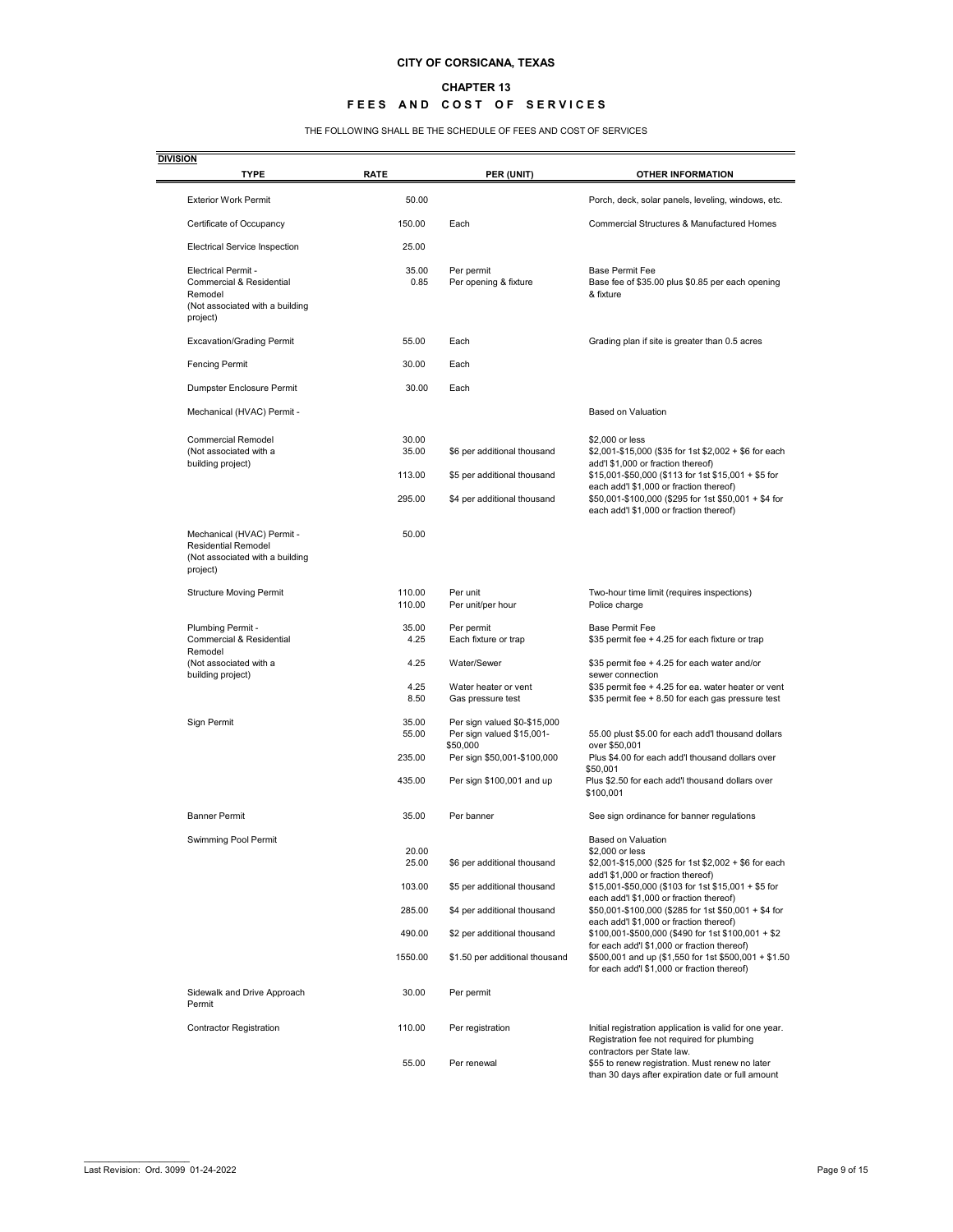**CITY OF CORSICANA, TEXAS**

**CHAPTER 13**

**FEES AND COST OF SERVICES**

THE FOLLOWING SHALL BE THE SCHEDULE OF FEES AND COST OF SERVICES

**DIVISION**

| TYPE | RATE | PER (UNIT) | OTHER INFORMATION |
|---|---|---|---|
| Exterior Work Permit | 50.00 | | Porch, deck, solar panels, leveling, windows, etc. |
| Certificate of Occupancy | 150.00 | Each | Commercial Structures & Manufactured Homes |
| Electrical Service Inspection | 25.00 | | |
| Electrical Permit - | 35.00 | Per permit | Base Permit Fee |
| Commercial & Residential Remodel (Not associated with a building project) | 0.85 | Per opening & fixture | Base fee of $35.00 plus $0.85 per each opening & fixture |
| Excavation/Grading Permit | 55.00 | Each | Grading plan if site is greater than 0.5 acres |
| Fencing Permit | 30.00 | Each | |
| Dumpster Enclosure Permit | 30.00 | Each | |
| Mechanical (HVAC) Permit - | | | Based on Valuation |
| Commercial Remodel | 30.00 | | $2,000 or less |
| (Not associated with a building project) | 35.00 | $6 per additional thousand | $2,001-$15,000 ($35 for 1st $2,002 + $6 for each add'l $1,000 or fraction thereof) |
| | 113.00 | $5 per additional thousand | $15,001-$50,000 ($113 for 1st $15,001 + $5 for each add'l $1,000 or fraction thereof) |
| | 295.00 | $4 per additional thousand | $50,001-$100,000 ($295 for 1st $50,001 + $4 for each add'l $1,000 or fraction thereof) |
| Mechanical (HVAC) Permit - Residential Remodel (Not associated with a building project) | 50.00 | | |
| Structure Moving Permit | 110.00 | Per unit | Two-hour time limit (requires inspections) |
| | 110.00 | Per unit/per hour | Police charge |
| Plumbing Permit - | 35.00 | Per permit | Base Permit Fee |
| Commercial & Residential Remodel | 4.25 | Each fixture or trap | $35 permit fee + 4.25 for each fixture or trap |
| (Not associated with a building project) | 4.25 | Water/Sewer | $35 permit fee + 4.25 for each water and/or sewer connection |
| | 4.25 | Water heater or vent | $35 permit fee + 4.25 for ea. water heater or vent |
| | 8.50 | Gas pressure test | $35 permit fee + 8.50 for each gas pressure test |
| Sign Permit | 35.00 | Per sign valued $0-$15,000 | |
| | 55.00 | Per sign valued $15,001-$50,000 | 55.00 plust $5.00 for each add'l thousand dollars over $50,001 |
| | 235.00 | Per sign $50,001-$100,000 | Plus $4.00 for each add'l thousand dollars over $50,001 |
| | 435.00 | Per sign $100,001 and up | Plus $2.50 for each add'l thousand dollars over $100,001 |
| Banner Permit | 35.00 | Per banner | See sign ordinance for banner regulations |
| Swimming Pool Permit | | | Based on Valuation |
| | 20.00 | | $2,000 or less |
| | 25.00 | $6 per additional thousand | $2,001-$15,000 ($25 for 1st $2,002 + $6 for each add'l $1,000 or fraction thereof) |
| | 103.00 | $5 per additional thousand | $15,001-$50,000 ($103 for 1st $15,001 + $5 for each add'l $1,000 or fraction thereof) |
| | 285.00 | $4 per additional thousand | $50,001-$100,000 ($285 for 1st $50,001 + $4 for each add'l $1,000 or fraction thereof) |
| | 490.00 | $2 per additional thousand | $100,001-$500,000 ($490 for 1st $100,001 + $2 for each add'l $1,000 or fraction thereof) |
| | 1550.00 | $1.50 per additional thousand | $500,001 and up ($1,550 for 1st $500,001 + $1.50 for each add'l $1,000 or fraction thereof) |
| Sidewalk and Drive Approach Permit | 30.00 | Per permit | |
| Contractor Registration | 110.00 | Per registration | Initial registration application is valid for one year. Registration fee not required for plumbing contractors per State law. |
| | 55.00 | Per renewal | $55 to renew registration. Must renew no later than 30 days after expiration date or full amount |

Last Revision: Ord. 3099 01-24-2022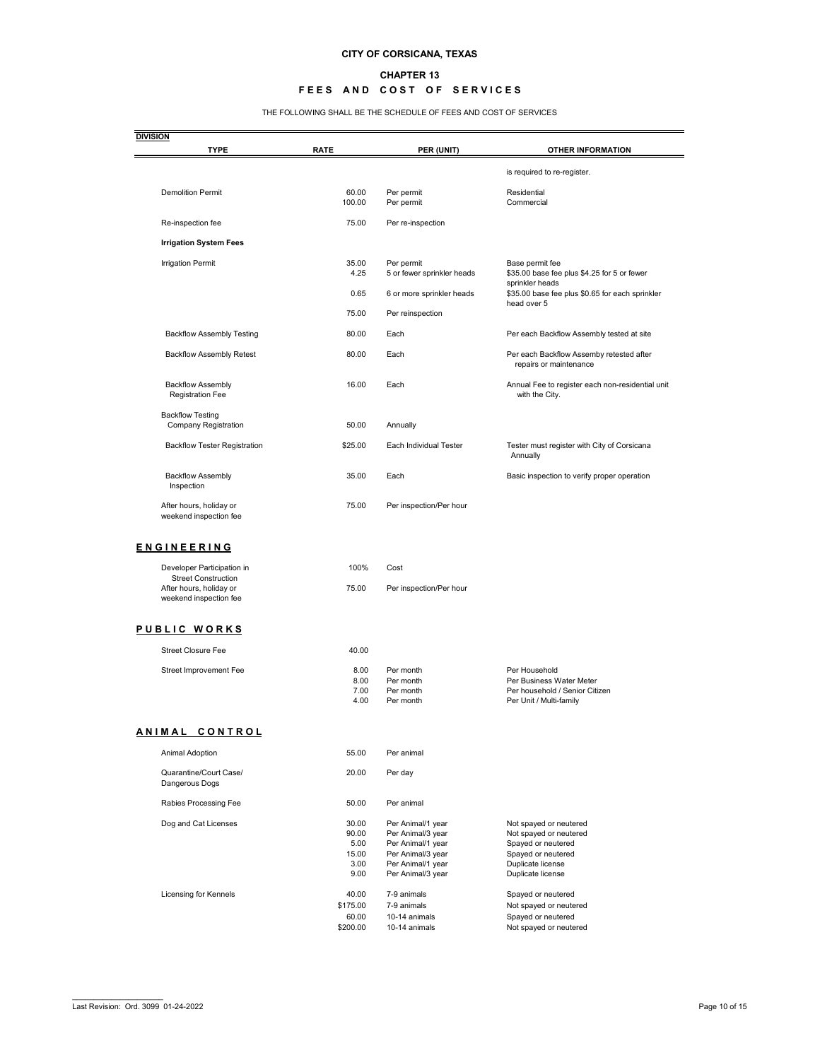# CITY OF CORSICANA, TEXAS

## CHAPTER 13

## FEES AND COST OF SERVICES

THE FOLLOWING SHALL BE THE SCHEDULE OF FEES AND COST OF SERVICES

| DIVISION TYPE | RATE | PER (UNIT) | OTHER INFORMATION |
|---|---|---|---|
| | | | is required to re-register. |
| Demolition Permit | 60.00 | Per permit | Residential |
| | 100.00 | Per permit | Commercial |
| Re-inspection fee | 75.00 | Per re-inspection | |
| **Irrigation System Fees** | | | |
| Irrigation Permit | 35.00 | Per permit | Base permit fee |
| | 4.25 | 5 or fewer sprinkler heads | $35.00 base fee plus $4.25 for 5 or fewer sprinkler heads |
| | 0.65 | 6 or more sprinkler heads | $35.00 base fee plus $0.65 for each sprinkler head over 5 |
| | 75.00 | Per reinspection | |
| Backflow Assembly Testing | 80.00 | Each | Per each Backflow Assembly tested at site |
| Backflow Assembly Retest | 80.00 | Each | Per each Backflow Assemby retested after repairs or maintenance |
| Backflow Assembly Registration Fee | 16.00 | Each | Annual Fee to register each non-residential unit with the City. |
| Backflow Testing Company Registration | 50.00 | Annually | |
| Backflow Tester Registration | $25.00 | Each Individual Tester | Tester must register with City of Corsicana Annually |
| Backflow Assembly Inspection | 35.00 | Each | Basic inspection to verify proper operation |
| After hours, holiday or weekend inspection fee | 75.00 | Per inspection/Per hour | |
| **ENGINEERING** | | | |
| Developer Participation in Street Construction | 100% | Cost | |
| After hours, holiday or weekend inspection fee | 75.00 | Per inspection/Per hour | |
| **PUBLIC WORKS** | | | |
| Street Closure Fee | 40.00 | | |
| Street Improvement Fee | 8.00 | Per month | Per Household |
| | 8.00 | Per month | Per Business Water Meter |
| | 7.00 | Per month | Per household / Senior Citizen |
| | 4.00 | Per month | Per Unit / Multi-family |
| **ANIMAL CONTROL** | | | |
| Animal Adoption | 55.00 | Per animal | |
| Quarantine/Court Case/ Dangerous Dogs | 20.00 | Per day | |
| Rabies Processing Fee | 50.00 | Per animal | |
| Dog and Cat Licenses | 30.00 | Per Animal/1 year | Not spayed or neutered |
| | 90.00 | Per Animal/3 year | Not spayed or neutered |
| | 5.00 | Per Animal/1 year | Spayed or neutered |
| | 15.00 | Per Animal/3 year | Spayed or neutered |
| | 3.00 | Per Animal/1 year | Duplicate license |
| | 9.00 | Per Animal/3 year | Duplicate license |
| Licensing for Kennels | 40.00 | 7-9 animals | Spayed or neutered |
| | $175.00 | 7-9 animals | Not spayed or neutered |
| | 60.00 | 10-14 animals | Spayed or neutered |
| | $200.00 | 10-14 animals | Not spayed or neutered |

Last Revision: Ord. 3099 01-24-2022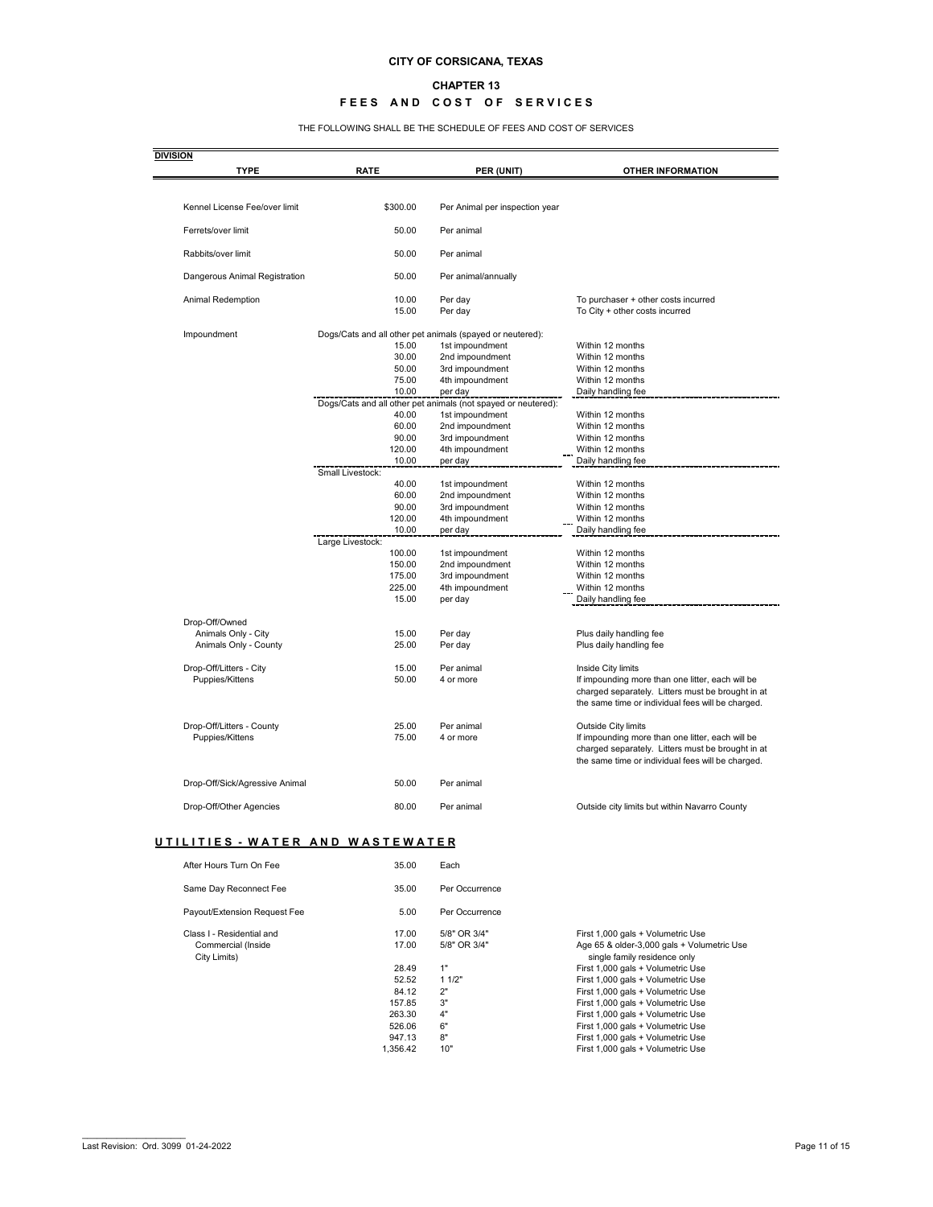**CITY OF CORSICANA, TEXAS**

**CHAPTER 13**

**FEES AND COST OF SERVICES**

THE FOLLOWING SHALL BE THE SCHEDULE OF FEES AND COST OF SERVICES

**DIVISION**

| TYPE | RATE | PER (UNIT) | OTHER INFORMATION |
|---|---|---|---|
| Kennel License Fee/over limit | $300.00 | Per Animal per inspection year | |
| Ferrets/over limit | 50.00 | Per animal | |
| Rabbits/over limit | 50.00 | Per animal | |
| Dangerous Animal Registration | 50.00 | Per animal/annually | |
| Animal Redemption | 10.00 | Per day | To purchaser + other costs incurred |
| | 15.00 | Per day | To City + other costs incurred |
| Impoundment | Dogs/Cats and all other pet animals (spayed or neutered): | | |
| | 15.00 | 1st impoundment | Within 12 months |
| | 30.00 | 2nd impoundment | Within 12 months |
| | 50.00 | 3rd impoundment | Within 12 months |
| | 75.00 | 4th impoundment | Within 12 months |
| | 10.00 | per day | Daily handling fee |
| | Dogs/Cats and all other pet animals (not spayed or neutered): | | |
| | 40.00 | 1st impoundment | Within 12 months |
| | 60.00 | 2nd impoundment | Within 12 months |
| | 90.00 | 3rd impoundment | Within 12 months |
| | 120.00 | 4th impoundment | Within 12 months |
| | 10.00 | per day | Daily handling fee |
| | Small Livestock: | | |
| | 40.00 | 1st impoundment | Within 12 months |
| | 60.00 | 2nd impoundment | Within 12 months |
| | 90.00 | 3rd impoundment | Within 12 months |
| | 120.00 | 4th impoundment | Within 12 months |
| | 10.00 | per day | Daily handling fee |
| | Large Livestock: | | |
| | 100.00 | 1st impoundment | Within 12 months |
| | 150.00 | 2nd impoundment | Within 12 months |
| | 175.00 | 3rd impoundment | Within 12 months |
| | 225.00 | 4th impoundment | Within 12 months |
| | 15.00 | per day | Daily handling fee |
| Drop-Off/Owned | | | |
| Animals Only - City | 15.00 | Per day | Plus daily handling fee |
| Animals Only - County | 25.00 | Per day | Plus daily handling fee |
| Drop-Off/Litters - City | 15.00 | Per animal | Inside City limits |
| Puppies/Kittens | 50.00 | 4 or more | If impounding more than one litter, each will be charged separately. Litters must be brought in at the same time or individual fees will be charged. |
| Drop-Off/Litters - County | 25.00 | Per animal | Outside City limits |
| Puppies/Kittens | 75.00 | 4 or more | If impounding more than one litter, each will be charged separately. Litters must be brought in at the same time or individual fees will be charged. |
| Drop-Off/Sick/Agressive Animal | 50.00 | Per animal | |
| Drop-Off/Other Agencies | 80.00 | Per animal | Outside city limits but within Navarro County |

## UTILITIES - WATER AND WASTEWATER

| TYPE | RATE | PER (UNIT) | OTHER INFORMATION |
|---|---|---|---|
| After Hours Turn On Fee | 35.00 | Each | |
| Same Day Reconnect Fee | 35.00 | Per Occurrence | |
| Payout/Extension Request Fee | 5.00 | Per Occurrence | |
| Class I - Residential and | 17.00 | 5/8" OR 3/4" | First 1,000 gals + Volumetric Use |
| Commercial (Inside City Limits) | 17.00 | 5/8" OR 3/4" | Age 65 & older-3,000 gals + Volumetric Use single family residence only |
| | 28.49 | 1" | First 1,000 gals + Volumetric Use |
| | 52.52 | 1 1/2" | First 1,000 gals + Volumetric Use |
| | 84.12 | 2" | First 1,000 gals + Volumetric Use |
| | 157.85 | 3" | First 1,000 gals + Volumetric Use |
| | 263.30 | 4" | First 1,000 gals + Volumetric Use |
| | 526.06 | 6" | First 1,000 gals + Volumetric Use |
| | 947.13 | 8" | First 1,000 gals + Volumetric Use |
| | 1,356.42 | 10" | First 1,000 gals + Volumetric Use |

Last Revision: Ord. 3099 01-24-2022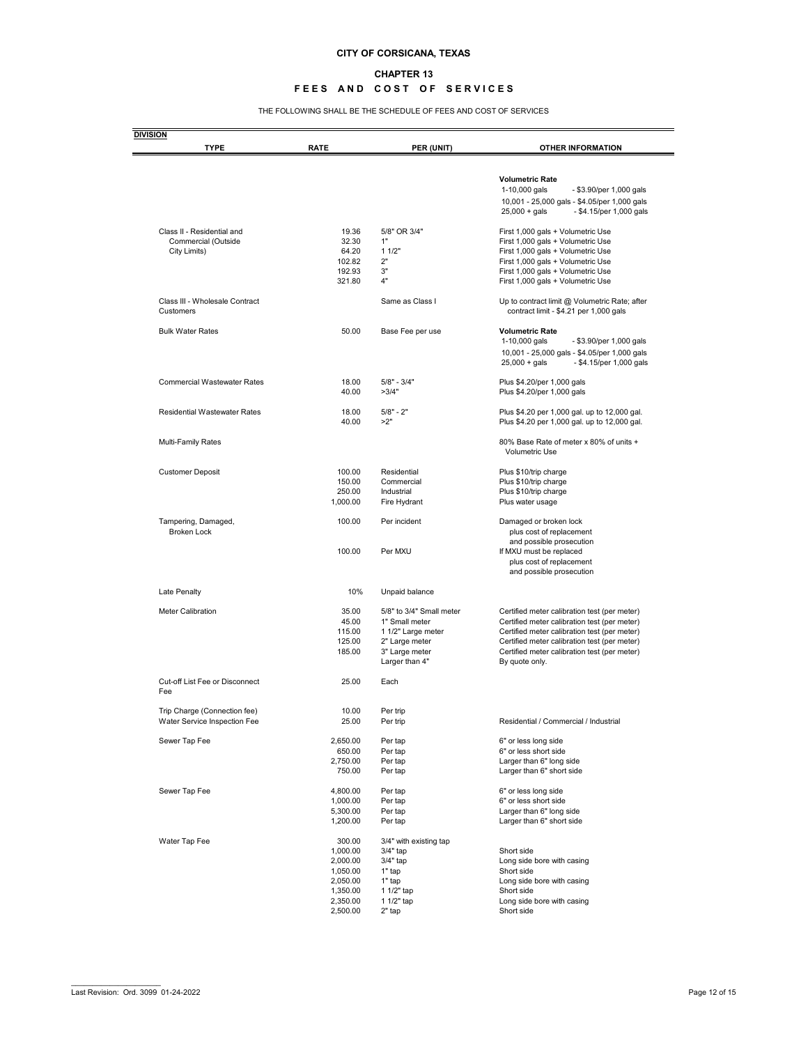**CITY OF CORSICANA, TEXAS**

**CHAPTER 13**

**FEES AND COST OF SERVICES**

THE FOLLOWING SHALL BE THE SCHEDULE OF FEES AND COST OF SERVICES

**DIVISION**

| TYPE | RATE | PER (UNIT) | OTHER INFORMATION |
|---|---|---|---|
| | | | **Volumetric Rate** |
| | | | 1-10,000 gals - $3.90/per 1,000 gals |
| | | | 10,001 - 25,000 gals - $4.05/per 1,000 gals |
| | | | 25,000 + gals - $4.15/per 1,000 gals |
| Class II - Residential and Commercial (Outside City Limits) | 19.36 | 5/8" OR 3/4" | First 1,000 gals + Volumetric Use |
| | 32.30 | 1" | First 1,000 gals + Volumetric Use |
| | 64.20 | 1 1/2" | First 1,000 gals + Volumetric Use |
| | 102.82 | 2" | First 1,000 gals + Volumetric Use |
| | 192.93 | 3" | First 1,000 gals + Volumetric Use |
| | 321.80 | 4" | First 1,000 gals + Volumetric Use |
| Class III - Wholesale Contract Customers | | Same as Class I | Up to contract limit @ Volumetric Rate; after contract limit - $4.21 per 1,000 gals |
| Bulk Water Rates | 50.00 | Base Fee per use | **Volumetric Rate** |
| | | | 1-10,000 gals - $3.90/per 1,000 gals |
| | | | 10,001 - 25,000 gals - $4.05/per 1,000 gals |
| | | | 25,000 + gals - $4.15/per 1,000 gals |
| Commercial Wastewater Rates | 18.00 | 5/8" - 3/4" | Plus $4.20/per 1,000 gals |
| | 40.00 | >3/4" | Plus $4.20/per 1,000 gals |
| Residential Wastewater Rates | 18.00 | 5/8" - 2" | Plus $4.20 per 1,000 gal. up to 12,000 gal. |
| | 40.00 | >2" | Plus $4.20 per 1,000 gal. up to 12,000 gal. |
| Multi-Family Rates | | | 80% Base Rate of meter x 80% of units + Volumetric Use |
| Customer Deposit | 100.00 | Residential | Plus $10/trip charge |
| | 150.00 | Commercial | Plus $10/trip charge |
| | 250.00 | Industrial | Plus $10/trip charge |
| | 1,000.00 | Fire Hydrant | Plus water usage |
| Tampering, Damaged, Broken Lock | 100.00 | Per incident | Damaged or broken lock plus cost of replacement and possible prosecution |
| | 100.00 | Per MXU | If MXU must be replaced plus cost of replacement and possible prosecution |
| Late Penalty | 10% | Unpaid balance | |
| Meter Calibration | 35.00 | 5/8" to 3/4" Small meter | Certified meter calibration test (per meter) |
| | 45.00 | 1" Small meter | Certified meter calibration test (per meter) |
| | 115.00 | 1 1/2" Large meter | Certified meter calibration test (per meter) |
| | 125.00 | 2" Large meter | Certified meter calibration test (per meter) |
| | 185.00 | 3" Large meter | Certified meter calibration test (per meter) |
| | | Larger than 4" | By quote only. |
| Cut-off List Fee or Disconnect Fee | 25.00 | Each | |
| Trip Charge (Connection fee) | 10.00 | Per trip | |
| Water Service Inspection Fee | 25.00 | Per trip | Residential / Commercial / Industrial |
| Sewer Tap Fee | 2,650.00 | Per tap | 6" or less long side |
| | 650.00 | Per tap | 6" or less short side |
| | 2,750.00 | Per tap | Larger than 6" long side |
| | 750.00 | Per tap | Larger than 6" short side |
| Sewer Tap Fee | 4,800.00 | Per tap | 6" or less long side |
| | 1,000.00 | Per tap | 6" or less short side |
| | 5,300.00 | Per tap | Larger than 6" long side |
| | 1,200.00 | Per tap | Larger than 6" short side |
| Water Tap Fee | 300.00 | 3/4" with existing tap | |
| | 1,000.00 | 3/4" tap | Short side |
| | 2,000.00 | 3/4" tap | Long side bore with casing |
| | 1,050.00 | 1" tap | Short side |
| | 2,050.00 | 1" tap | Long side bore with casing |
| | 1,350.00 | 1 1/2" tap | Short side |
| | 2,350.00 | 1 1/2" tap | Long side bore with casing |
| | 2,500.00 | 2" tap | Short side |

Last Revision: Ord. 3099 01-24-2022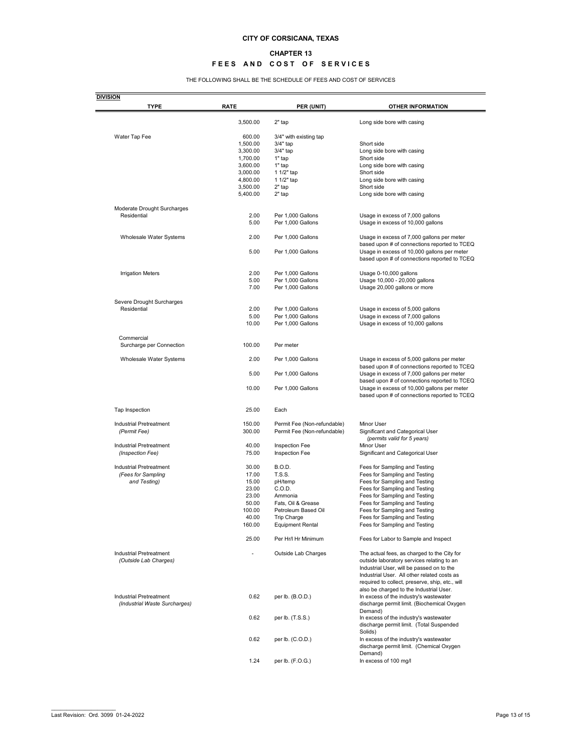**CITY OF CORSICANA, TEXAS**

**CHAPTER 13**

**FEES AND COST OF SERVICES**

THE FOLLOWING SHALL BE THE SCHEDULE OF FEES AND COST OF SERVICES

| DIVISION TYPE | RATE | PER (UNIT) | OTHER INFORMATION |
|---|---|---|---|
| | 3,500.00 | 2" tap | Long side bore with casing |
| Water Tap Fee | 600.00 | 3/4" with existing tap | |
| | 1,500.00 | 3/4" tap | Short side |
| | 3,300.00 | 3/4" tap | Long side bore with casing |
| | 1,700.00 | 1" tap | Short side |
| | 3,600.00 | 1" tap | Long side bore with casing |
| | 3,000.00 | 1 1/2" tap | Short side |
| | 4,800.00 | 1 1/2" tap | Long side bore with casing |
| | 3,500.00 | 2" tap | Short side |
| | 5,400.00 | 2" tap | Long side bore with casing |
| Moderate Drought Surcharges | | | |
| Residential | 2.00 | Per 1,000 Gallons | Usage in excess of 7,000 gallons |
| | 5.00 | Per 1,000 Gallons | Usage in excess of 10,000 gallons |
| Wholesale Water Systems | 2.00 | Per 1,000 Gallons | Usage in excess of 7,000 gallons per meter based upon # of connections reported to TCEQ |
| | 5.00 | Per 1,000 Gallons | Usage in excess of 10,000 gallons per meter based upon # of connections reported to TCEQ |
| Irrigation Meters | 2.00 | Per 1,000 Gallons | Usage 0-10,000 gallons |
| | 5.00 | Per 1,000 Gallons | Usage 10,000 - 20,000 gallons |
| | 7.00 | Per 1,000 Gallons | Usage 20,000 gallons or more |
| Severe Drought Surcharges | | | |
| Residential | 2.00 | Per 1,000 Gallons | Usage in excess of 5,000 gallons |
| | 5.00 | Per 1,000 Gallons | Usage in excess of 7,000 gallons |
| | 10.00 | Per 1,000 Gallons | Usage in excess of 10,000 gallons |
| Commercial | | | |
| Surcharge per Connection | 100.00 | Per meter | |
| Wholesale Water Systems | 2.00 | Per 1,000 Gallons | Usage in excess of 5,000 gallons per meter based upon # of connections reported to TCEQ |
| | 5.00 | Per 1,000 Gallons | Usage in excess of 7,000 gallons per meter based upon # of connections reported to TCEQ |
| | 10.00 | Per 1,000 Gallons | Usage in excess of 10,000 gallons per meter based upon # of connections reported to TCEQ |
| Tap Inspection | 25.00 | Each | |
| Industrial Pretreatment | 150.00 | Permit Fee (Non-refundable) | Minor User |
| *(Permit Fee)* | 300.00 | Permit Fee (Non-refundable) | Significant and Categorical User *(permits valid for 5 years)* |
| Industrial Pretreatment | 40.00 | Inspection Fee | Minor User |
| *(Inspection Fee)* | 75.00 | Inspection Fee | Significant and Categorical User |
| Industrial Pretreatment | 30.00 | B.O.D. | Fees for Sampling and Testing |
| *(Fees for Sampling* | 17.00 | T.S.S. | Fees for Sampling and Testing |
| *and Testing)* | 15.00 | pH/temp | Fees for Sampling and Testing |
| | 23.00 | C.O.D. | Fees for Sampling and Testing |
| | 23.00 | Ammonia | Fees for Sampling and Testing |
| | 50.00 | Fats, Oil & Grease | Fees for Sampling and Testing |
| | 100.00 | Petroleum Based Oil | Fees for Sampling and Testing |
| | 40.00 | Trip Charge | Fees for Sampling and Testing |
| | 160.00 | Equipment Rental | Fees for Sampling and Testing |
| | 25.00 | Per Hr/I Hr Minimum | Fees for Labor to Sample and Inspect |
| Industrial Pretreatment *(Outside Lab Charges)* | - | Outside Lab Charges | The actual fees, as charged to the City for outside laboratory services relating to an Industrial User, will be passed on to the Industrial User. All other related costs as required to collect, preserve, ship, etc., will also be charged to the Industrial User. |
| Industrial Pretreatment *(Industrial Waste Surcharges)* | 0.62 | per lb. (B.O.D.) | In excess of the industry's wastewater discharge permit limit. (Biochemical Oxygen Demand) |
| | 0.62 | per lb. (T.S.S.) | In excess of the industry's wastewater discharge permit limit. (Total Suspended Solids) |
| | 0.62 | per lb. (C.O.D.) | In excess of the industry's wastewater discharge permit limit. (Chemical Oxygen Demand) |
| | 1.24 | per lb. (F.O.G.) | In excess of 100 mg/l |

Last Revision: Ord. 3099 01-24-2022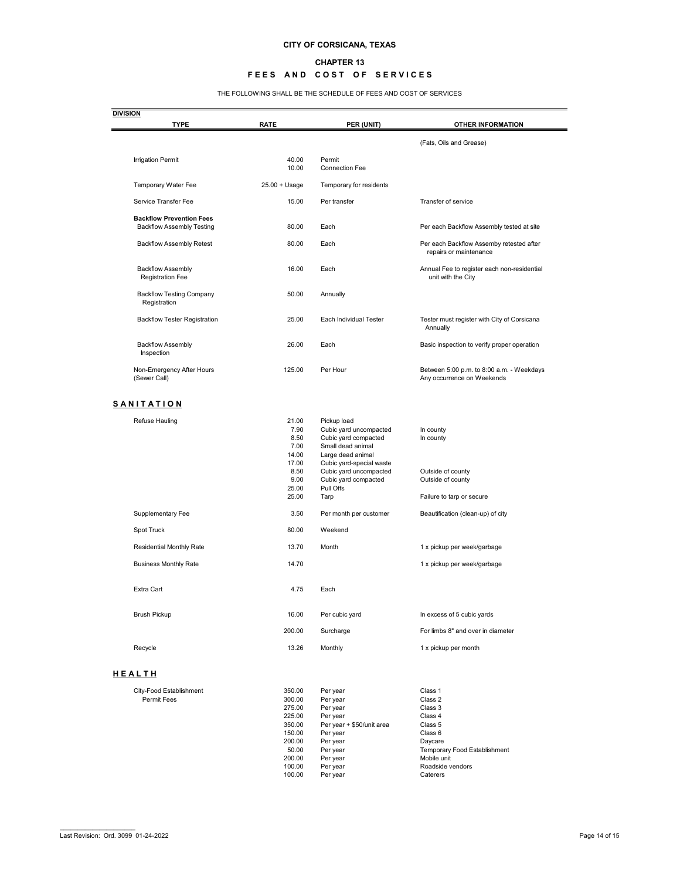**CITY OF CORSICANA, TEXAS**

**CHAPTER 13**

**FEES AND COST OF SERVICES**

THE FOLLOWING SHALL BE THE SCHEDULE OF FEES AND COST OF SERVICES

| DIVISION TYPE | RATE | PER (UNIT) | OTHER INFORMATION |
|---|---|---|---|
| | | | (Fats, Oils and Grease) |
| Irrigation Permit | 40.00 | Permit | |
| | 10.00 | Connection Fee | |
| Temporary Water Fee | 25.00 + Usage | Temporary for residents | |
| Service Transfer Fee | 15.00 | Per transfer | Transfer of service |
| **Backflow Prevention Fees** | | | |
| Backflow Assembly Testing | 80.00 | Each | Per each Backflow Assembly tested at site |
| Backflow Assembly Retest | 80.00 | Each | Per each Backflow Assemby retested after repairs or maintenance |
| Backflow Assembly Registration Fee | 16.00 | Each | Annual Fee to register each non-residential unit with the City |
| Backflow Testing Company Registration | 50.00 | Annually | |
| Backflow Tester Registration | 25.00 | Each Individual Tester | Tester must register with City of Corsicana Annually |
| Backflow Assembly Inspection | 26.00 | Each | Basic inspection to verify proper operation |
| Non-Emergency After Hours (Sewer Call) | 125.00 | Per Hour | Between 5:00 p.m. to 8:00 a.m. - Weekdays Any occurrence on Weekends |
| **SANITATION** | | | |
| Refuse Hauling | 21.00 | Pickup load | |
| | 7.90 | Cubic yard uncompacted | In county |
| | 8.50 | Cubic yard compacted | In county |
| | 7.00 | Small dead animal | |
| | 14.00 | Large dead animal | |
| | 17.00 | Cubic yard-special waste | |
| | 8.50 | Cubic yard uncompacted | Outside of county |
| | 9.00 | Cubic yard compacted | Outside of county |
| | 25.00 | Pull Offs | |
| | 25.00 | Tarp | Failure to tarp or secure |
| Supplementary Fee | 3.50 | Per month per customer | Beautification (clean-up) of city |
| Spot Truck | 80.00 | Weekend | |
| Residential Monthly Rate | 13.70 | Month | 1 x pickup per week/garbage |
| Business Monthly Rate | 14.70 | | 1 x pickup per week/garbage |
| Extra Cart | 4.75 | Each | |
| Brush Pickup | 16.00 | Per cubic yard | In excess of 5 cubic yards |
| | 200.00 | Surcharge | For limbs 8" and over in diameter |
| Recycle | 13.26 | Monthly | 1 x pickup per month |
| **HEALTH** | | | |
| City-Food Establishment Permit Fees | 350.00 | Per year | Class 1 |
| | 300.00 | Per year | Class 2 |
| | 275.00 | Per year | Class 3 |
| | 225.00 | Per year | Class 4 |
| | 350.00 | Per year + $50/unit area | Class 5 |
| | 150.00 | Per year | Class 6 |
| | 200.00 | Per year | Daycare |
| | 50.00 | Per year | Temporary Food Establishment |
| | 200.00 | Per year | Mobile unit |
| | 100.00 | Per year | Roadside vendors |
| | 100.00 | Per year | Caterers |

Last Revision: Ord. 3099 01-24-2022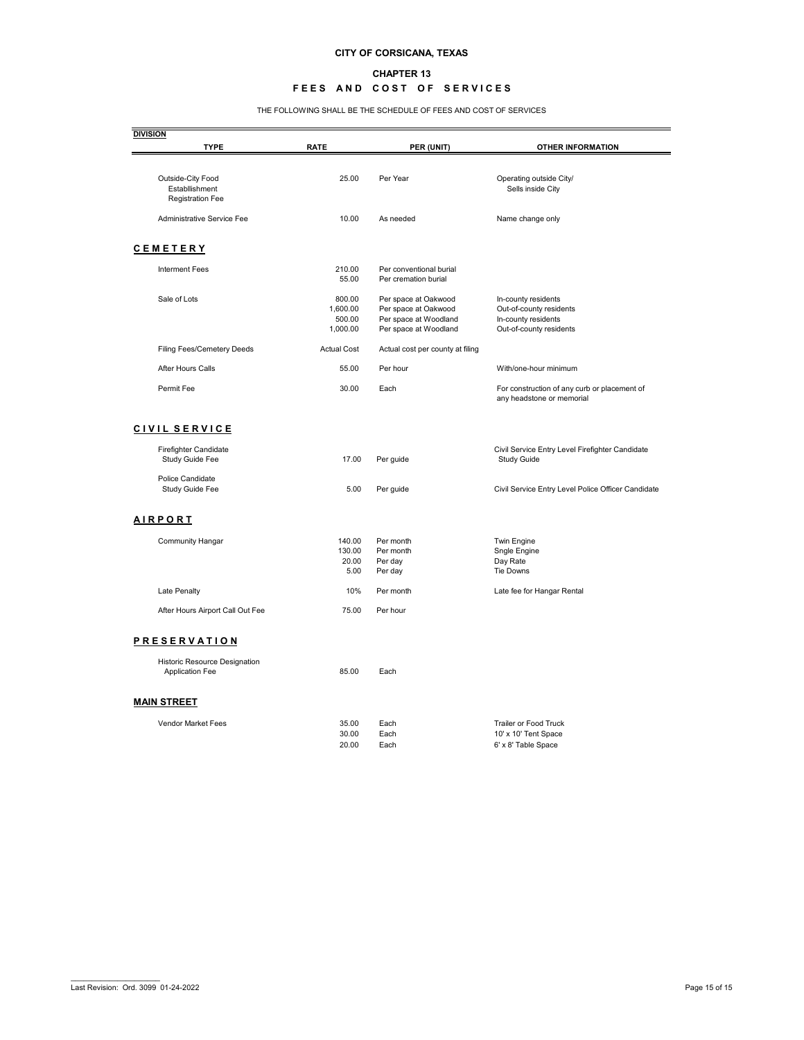**CITY OF CORSICANA, TEXAS**

**CHAPTER 13**

**FEES AND COST OF SERVICES**

THE FOLLOWING SHALL BE THE SCHEDULE OF FEES AND COST OF SERVICES

| DIVISION TYPE | RATE | PER (UNIT) | OTHER INFORMATION |
|---|---|---|---|
| Outside-City Food Establlishment Registration Fee | 25.00 | Per Year | Operating outside City/ Sells inside City |
| Administrative Service Fee | 10.00 | As needed | Name change only |
| **CEMETERY** | | | |
| Interment Fees | 210.00 | Per conventional burial | |
| | 55.00 | Per cremation burial | |
| Sale of Lots | 800.00 | Per space at Oakwood | In-county residents |
| | 1,600.00 | Per space at Oakwood | Out-of-county residents |
| | 500.00 | Per space at Woodland | In-county residents |
| | 1,000.00 | Per space at Woodland | Out-of-county residents |
| Filing Fees/Cemetery Deeds | Actual Cost | Actual cost per county at filing | |
| After Hours Calls | 55.00 | Per hour | With/one-hour minimum |
| Permit Fee | 30.00 | Each | For construction of any curb or placement of any headstone or memorial |
| **CIVIL SERVICE** | | | |
| Firefighter Candidate Study Guide Fee | 17.00 | Per guide | Civil Service Entry Level Firefighter Candidate Study Guide |
| Police Candidate Study Guide Fee | 5.00 | Per guide | Civil Service Entry Level Police Officer Candidate |
| **AIRPORT** | | | |
| Community Hangar | 140.00 | Per month | Twin Engine |
| | 130.00 | Per month | Sngle Engine |
| | 20.00 | Per day | Day Rate |
| | 5.00 | Per day | Tie Downs |
| Late Penalty | 10% | Per month | Late fee for Hangar Rental |
| After Hours Airport Call Out Fee | 75.00 | Per hour | |
| **PRESERVATION** | | | |
| Historic Resource Designation Application Fee | 85.00 | Each | |
| **MAIN STREET** | | | |
| Vendor Market Fees | 35.00 | Each | Trailer or Food Truck |
| | 30.00 | Each | 10' x 10' Tent Space |
| | 20.00 | Each | 6' x 8' Table Space |

Last Revision: Ord. 3099 01-24-2022